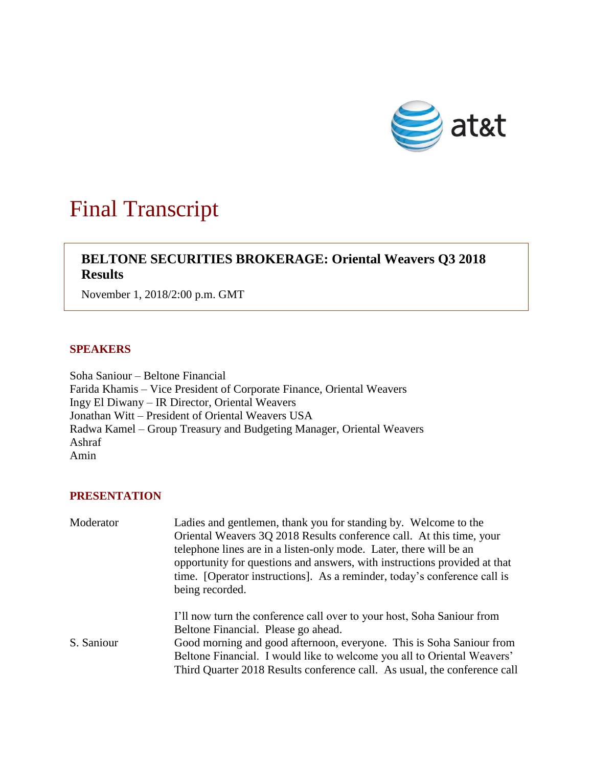# Final Transcript

**BELTONE SECURITIES BROKERAGE: Oriental Weavers Q3 2018 Results**

November 1, 2018/2:00 p.m. GMT

## SPEAKERS

Soha Saniour – Beltone Financial
Farida Khamis – Vice President of Corporate Finance, Oriental Weavers
Ingy El Diwany – IR Director, Oriental Weavers
Jonathan Witt – President of Oriental Weavers USA
Radwa Kamel – Group Treasury and Budgeting Manager, Oriental Weavers
Ashraf
Amin

## PRESENTATION

Moderator: Ladies and gentlemen, thank you for standing by. Welcome to the Oriental Weavers 3Q 2018 Results conference call. At this time, your telephone lines are in a listen-only mode. Later, there will be an opportunity for questions and answers, with instructions provided at that time. [Operator instructions]. As a reminder, today's conference call is being recorded.

I'll now turn the conference call over to your host, Soha Saniour from Beltone Financial. Please go ahead.

S. Saniour: Good morning and good afternoon, everyone. This is Soha Saniour from Beltone Financial. I would like to welcome you all to Oriental Weavers' Third Quarter 2018 Results conference call. As usual, the conference call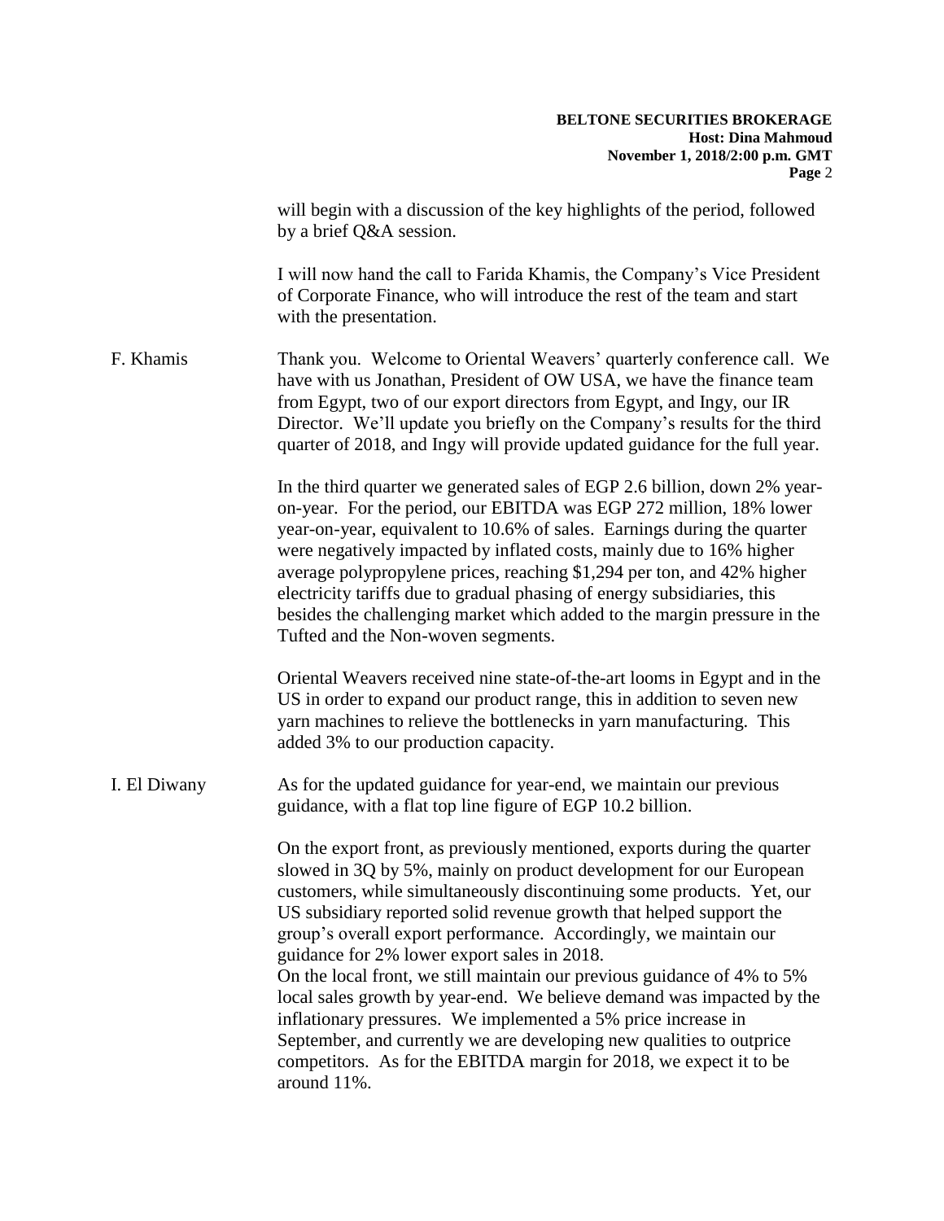will begin with a discussion of the key highlights of the period, followed by a brief Q&A session.

I will now hand the call to Farida Khamis, the Company's Vice President of Corporate Finance, who will introduce the rest of the team and start with the presentation.

**F. Khamis:** Thank you. Welcome to Oriental Weavers' quarterly conference call. We have with us Jonathan, President of OW USA, we have the finance team from Egypt, two of our export directors from Egypt, and Ingy, our IR Director. We'll update you briefly on the Company's results for the third quarter of 2018, and Ingy will provide updated guidance for the full year.

In the third quarter we generated sales of EGP 2.6 billion, down 2% year-on-year. For the period, our EBITDA was EGP 272 million, 18% lower year-on-year, equivalent to 10.6% of sales. Earnings during the quarter were negatively impacted by inflated costs, mainly due to 16% higher average polypropylene prices, reaching $1,294 per ton, and 42% higher electricity tariffs due to gradual phasing of energy subsidiaries, this besides the challenging market which added to the margin pressure in the Tufted and the Non-woven segments.

Oriental Weavers received nine state-of-the-art looms in Egypt and in the US in order to expand our product range, this in addition to seven new yarn machines to relieve the bottlenecks in yarn manufacturing. This added 3% to our production capacity.

**I. El Diwany:** As for the updated guidance for year-end, we maintain our previous guidance, with a flat top line figure of EGP 10.2 billion.

On the export front, as previously mentioned, exports during the quarter slowed in 3Q by 5%, mainly on product development for our European customers, while simultaneously discontinuing some products. Yet, our US subsidiary reported solid revenue growth that helped support the group's overall export performance. Accordingly, we maintain our guidance for 2% lower export sales in 2018.

On the local front, we still maintain our previous guidance of 4% to 5% local sales growth by year-end. We believe demand was impacted by the inflationary pressures. We implemented a 5% price increase in September, and currently we are developing new qualities to outprice competitors. As for the EBITDA margin for 2018, we expect it to be around 11%.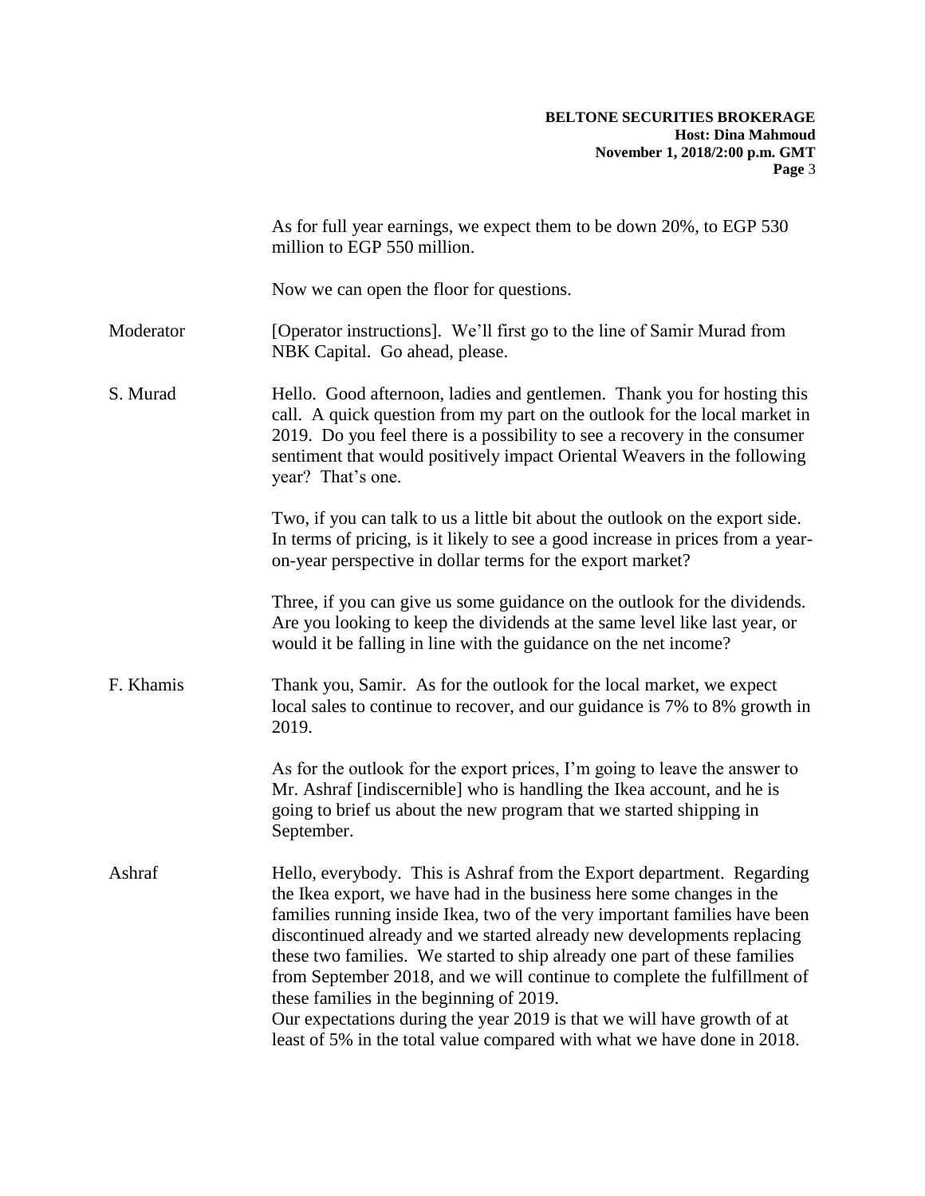As for full year earnings, we expect them to be down 20%, to EGP 530 million to EGP 550 million.

Now we can open the floor for questions.

**Moderator** [Operator instructions]. We'll first go to the line of Samir Murad from NBK Capital. Go ahead, please.

**S. Murad** Hello. Good afternoon, ladies and gentlemen. Thank you for hosting this call. A quick question from my part on the outlook for the local market in 2019. Do you feel there is a possibility to see a recovery in the consumer sentiment that would positively impact Oriental Weavers in the following year? That's one.

Two, if you can talk to us a little bit about the outlook on the export side. In terms of pricing, is it likely to see a good increase in prices from a year-on-year perspective in dollar terms for the export market?

Three, if you can give us some guidance on the outlook for the dividends. Are you looking to keep the dividends at the same level like last year, or would it be falling in line with the guidance on the net income?

**F. Khamis** Thank you, Samir. As for the outlook for the local market, we expect local sales to continue to recover, and our guidance is 7% to 8% growth in 2019.

As for the outlook for the export prices, I'm going to leave the answer to Mr. Ashraf [indiscernible] who is handling the Ikea account, and he is going to brief us about the new program that we started shipping in September.

**Ashraf** Hello, everybody. This is Ashraf from the Export department. Regarding the Ikea export, we have had in the business here some changes in the families running inside Ikea, two of the very important families have been discontinued already and we started already new developments replacing these two families. We started to ship already one part of these families from September 2018, and we will continue to complete the fulfillment of these families in the beginning of 2019.
Our expectations during the year 2019 is that we will have growth of at least of 5% in the total value compared with what we have done in 2018.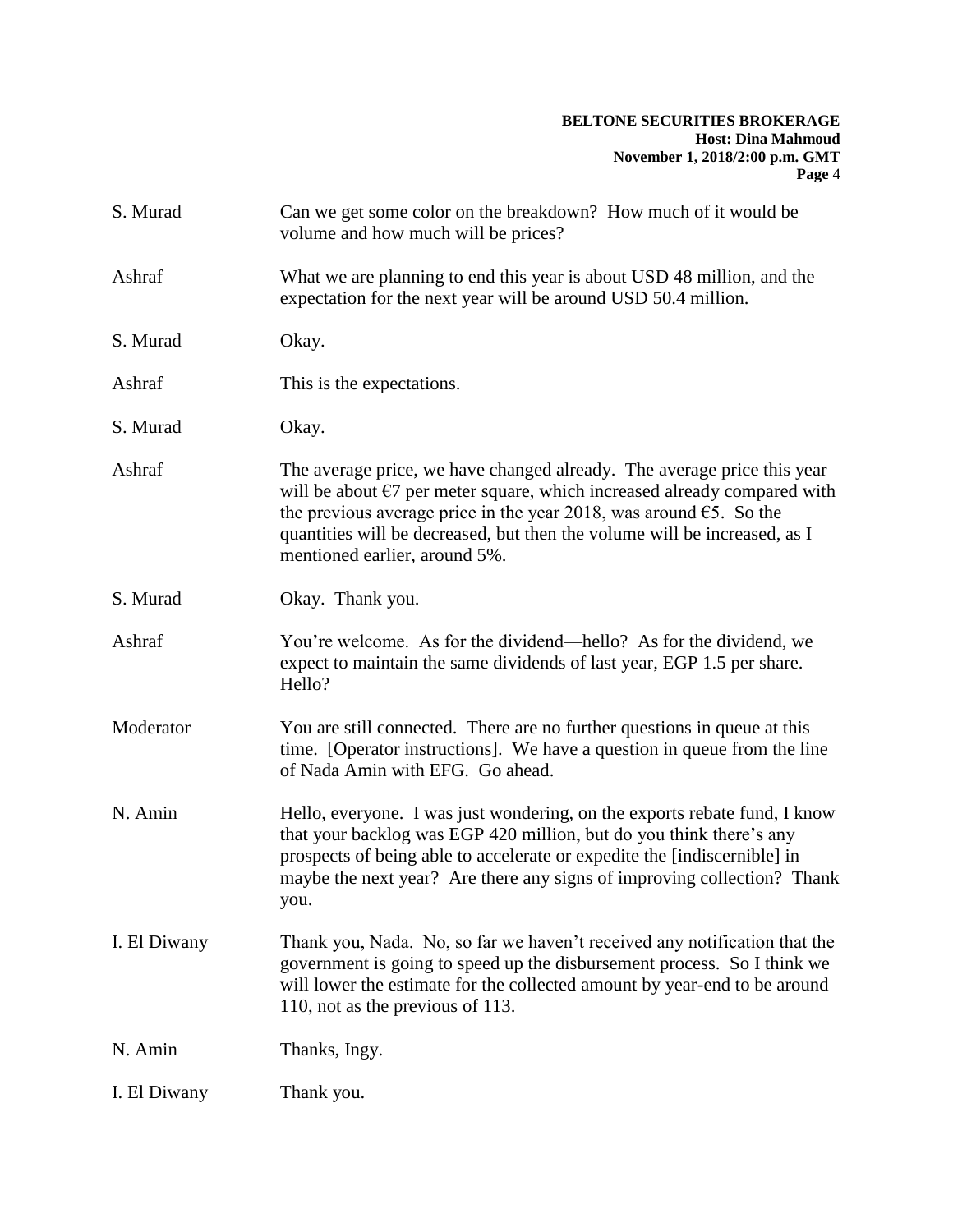S. Murad Can we get some color on the breakdown? How much of it would be volume and how much will be prices?

Ashraf What we are planning to end this year is about USD 48 million, and the expectation for the next year will be around USD 50.4 million.

S. Murad Okay.

Ashraf This is the expectations.

S. Murad Okay.

Ashraf The average price, we have changed already. The average price this year will be about €7 per meter square, which increased already compared with the previous average price in the year 2018, was around €5. So the quantities will be decreased, but then the volume will be increased, as I mentioned earlier, around 5%.

S. Murad Okay. Thank you.

Ashraf You're welcome. As for the dividend—hello? As for the dividend, we expect to maintain the same dividends of last year, EGP 1.5 per share. Hello?

Moderator You are still connected. There are no further questions in queue at this time. [Operator instructions]. We have a question in queue from the line of Nada Amin with EFG. Go ahead.

N. Amin Hello, everyone. I was just wondering, on the exports rebate fund, I know that your backlog was EGP 420 million, but do you think there's any prospects of being able to accelerate or expedite the [indiscernible] in maybe the next year? Are there any signs of improving collection? Thank you.

I. El Diwany Thank you, Nada. No, so far we haven't received any notification that the government is going to speed up the disbursement process. So I think we will lower the estimate for the collected amount by year-end to be around 110, not as the previous of 113.

N. Amin Thanks, Ingy.

I. El Diwany Thank you.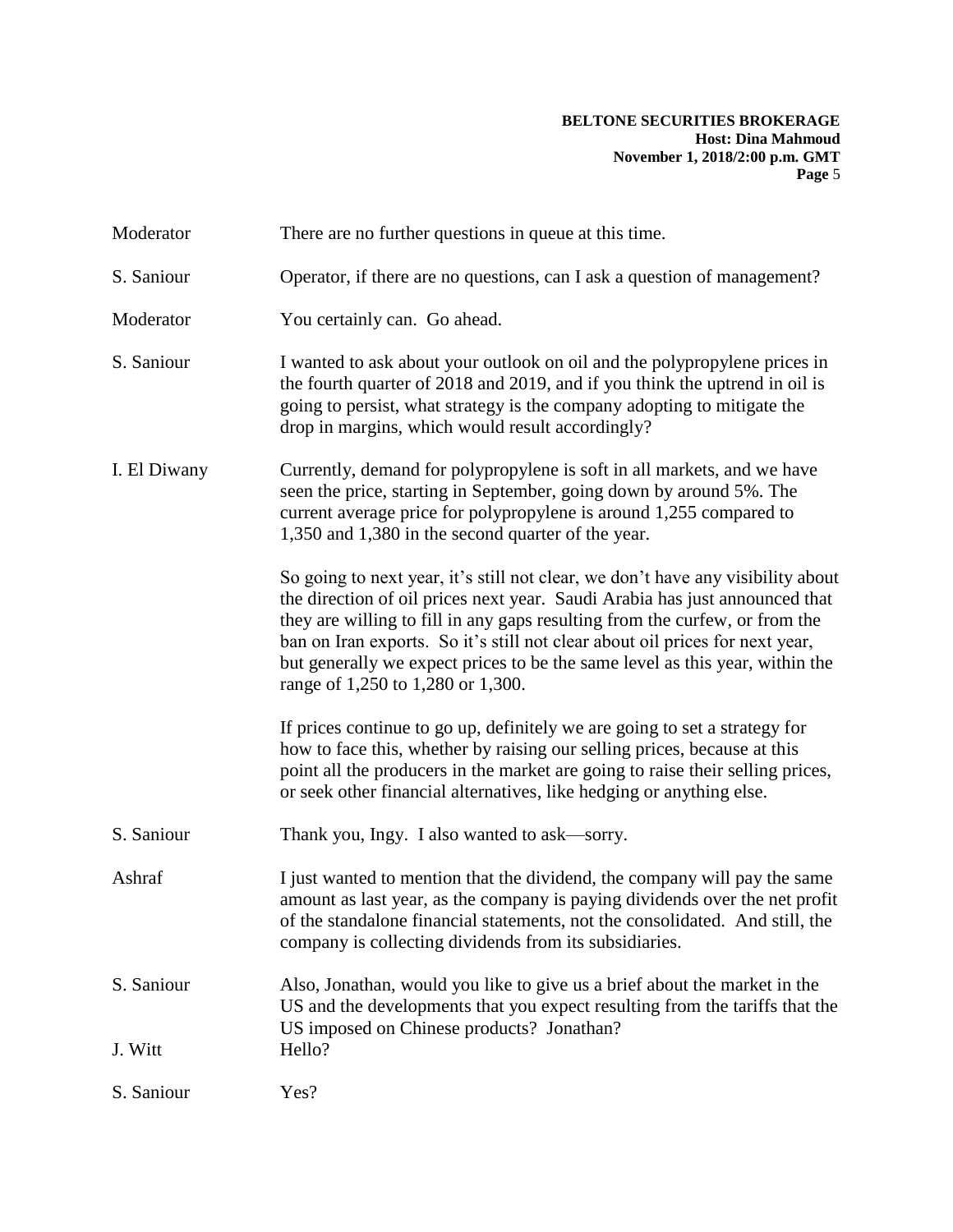**Moderator** There are no further questions in queue at this time.

**S. Saniour** Operator, if there are no questions, can I ask a question of management?

**Moderator** You certainly can. Go ahead.

**S. Saniour** I wanted to ask about your outlook on oil and the polypropylene prices in the fourth quarter of 2018 and 2019, and if you think the uptrend in oil is going to persist, what strategy is the company adopting to mitigate the drop in margins, which would result accordingly?

**I. El Diwany** Currently, demand for polypropylene is soft in all markets, and we have seen the price, starting in September, going down by around 5%. The current average price for polypropylene is around 1,255 compared to 1,350 and 1,380 in the second quarter of the year.

So going to next year, it's still not clear, we don't have any visibility about the direction of oil prices next year. Saudi Arabia has just announced that they are willing to fill in any gaps resulting from the curfew, or from the ban on Iran exports. So it's still not clear about oil prices for next year, but generally we expect prices to be the same level as this year, within the range of 1,250 to 1,280 or 1,300.

If prices continue to go up, definitely we are going to set a strategy for how to face this, whether by raising our selling prices, because at this point all the producers in the market are going to raise their selling prices, or seek other financial alternatives, like hedging or anything else.

**S. Saniour** Thank you, Ingy. I also wanted to ask—sorry.

**Ashraf** I just wanted to mention that the dividend, the company will pay the same amount as last year, as the company is paying dividends over the net profit of the standalone financial statements, not the consolidated. And still, the company is collecting dividends from its subsidiaries.

**S. Saniour** Also, Jonathan, would you like to give us a brief about the market in the US and the developments that you expect resulting from the tariffs that the US imposed on Chinese products? Jonathan?

**J. Witt** Hello?

**S. Saniour** Yes?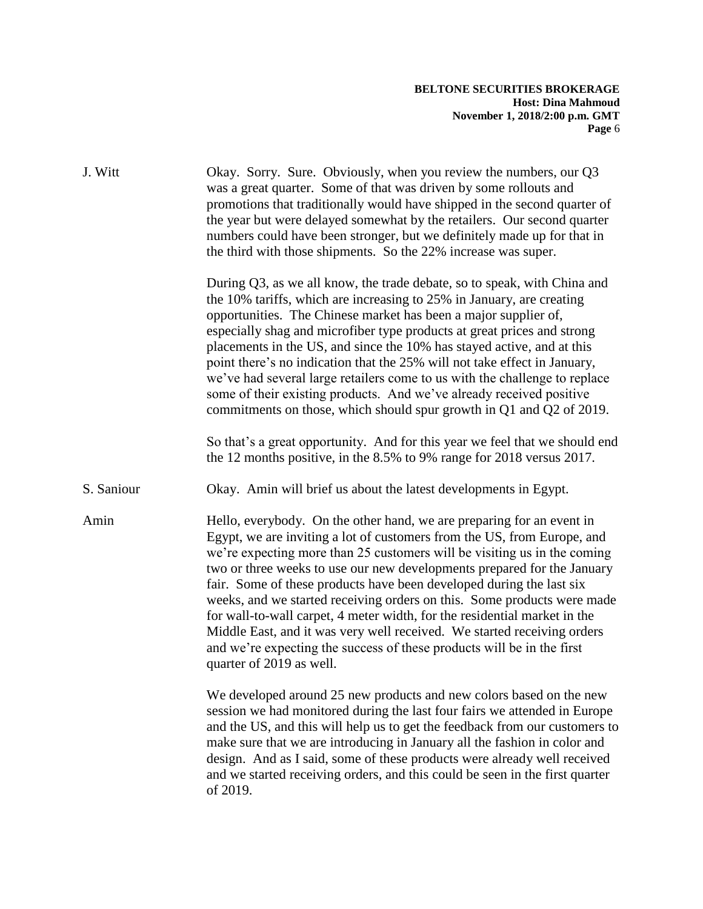J. Witt: Okay. Sorry. Sure. Obviously, when you review the numbers, our Q3 was a great quarter. Some of that was driven by some rollouts and promotions that traditionally would have shipped in the second quarter of the year but were delayed somewhat by the retailers. Our second quarter numbers could have been stronger, but we definitely made up for that in the third with those shipments. So the 22% increase was super.

During Q3, as we all know, the trade debate, so to speak, with China and the 10% tariffs, which are increasing to 25% in January, are creating opportunities. The Chinese market has been a major supplier of, especially shag and microfiber type products at great prices and strong placements in the US, and since the 10% has stayed active, and at this point there's no indication that the 25% will not take effect in January, we've had several large retailers come to us with the challenge to replace some of their existing products. And we've already received positive commitments on those, which should spur growth in Q1 and Q2 of 2019.

So that's a great opportunity. And for this year we feel that we should end the 12 months positive, in the 8.5% to 9% range for 2018 versus 2017.

S. Saniour: Okay. Amin will brief us about the latest developments in Egypt.

Amin: Hello, everybody. On the other hand, we are preparing for an event in Egypt, we are inviting a lot of customers from the US, from Europe, and we're expecting more than 25 customers will be visiting us in the coming two or three weeks to use our new developments prepared for the January fair. Some of these products have been developed during the last six weeks, and we started receiving orders on this. Some products were made for wall-to-wall carpet, 4 meter width, for the residential market in the Middle East, and it was very well received. We started receiving orders and we're expecting the success of these products will be in the first quarter of 2019 as well.

We developed around 25 new products and new colors based on the new session we had monitored during the last four fairs we attended in Europe and the US, and this will help us to get the feedback from our customers to make sure that we are introducing in January all the fashion in color and design. And as I said, some of these products were already well received and we started receiving orders, and this could be seen in the first quarter of 2019.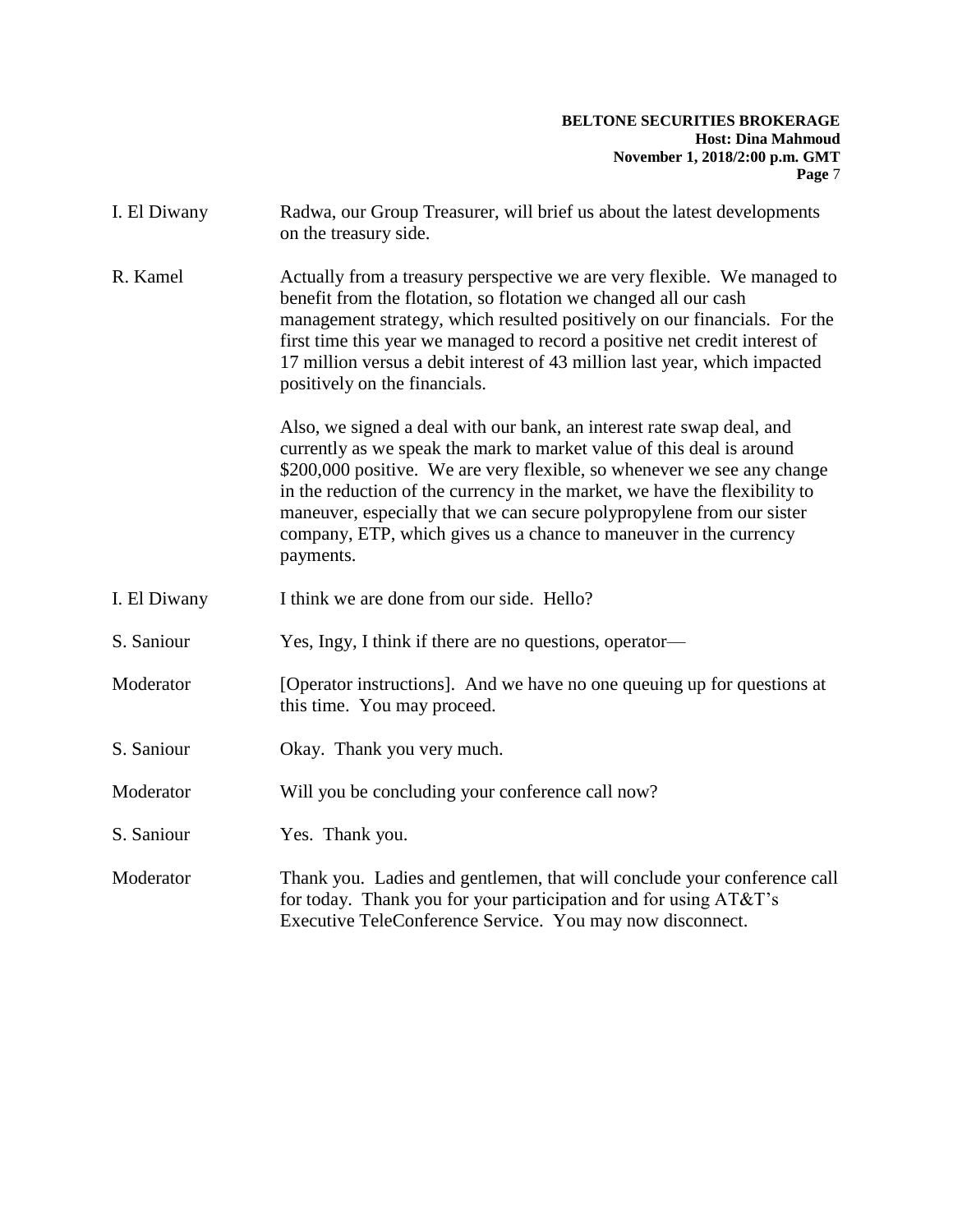I. El Diwany Radwa, our Group Treasurer, will brief us about the latest developments on the treasury side.

R. Kamel Actually from a treasury perspective we are very flexible. We managed to benefit from the flotation, so flotation we changed all our cash management strategy, which resulted positively on our financials. For the first time this year we managed to record a positive net credit interest of 17 million versus a debit interest of 43 million last year, which impacted positively on the financials.

Also, we signed a deal with our bank, an interest rate swap deal, and currently as we speak the mark to market value of this deal is around $200,000 positive. We are very flexible, so whenever we see any change in the reduction of the currency in the market, we have the flexibility to maneuver, especially that we can secure polypropylene from our sister company, ETP, which gives us a chance to maneuver in the currency payments.

I. El Diwany I think we are done from our side. Hello?

S. Saniour Yes, Ingy, I think if there are no questions, operator—

Moderator [Operator instructions]. And we have no one queuing up for questions at this time. You may proceed.

S. Saniour Okay. Thank you very much.

Moderator Will you be concluding your conference call now?

S. Saniour Yes. Thank you.

Moderator Thank you. Ladies and gentlemen, that will conclude your conference call for today. Thank you for your participation and for using AT&T's Executive TeleConference Service. You may now disconnect.